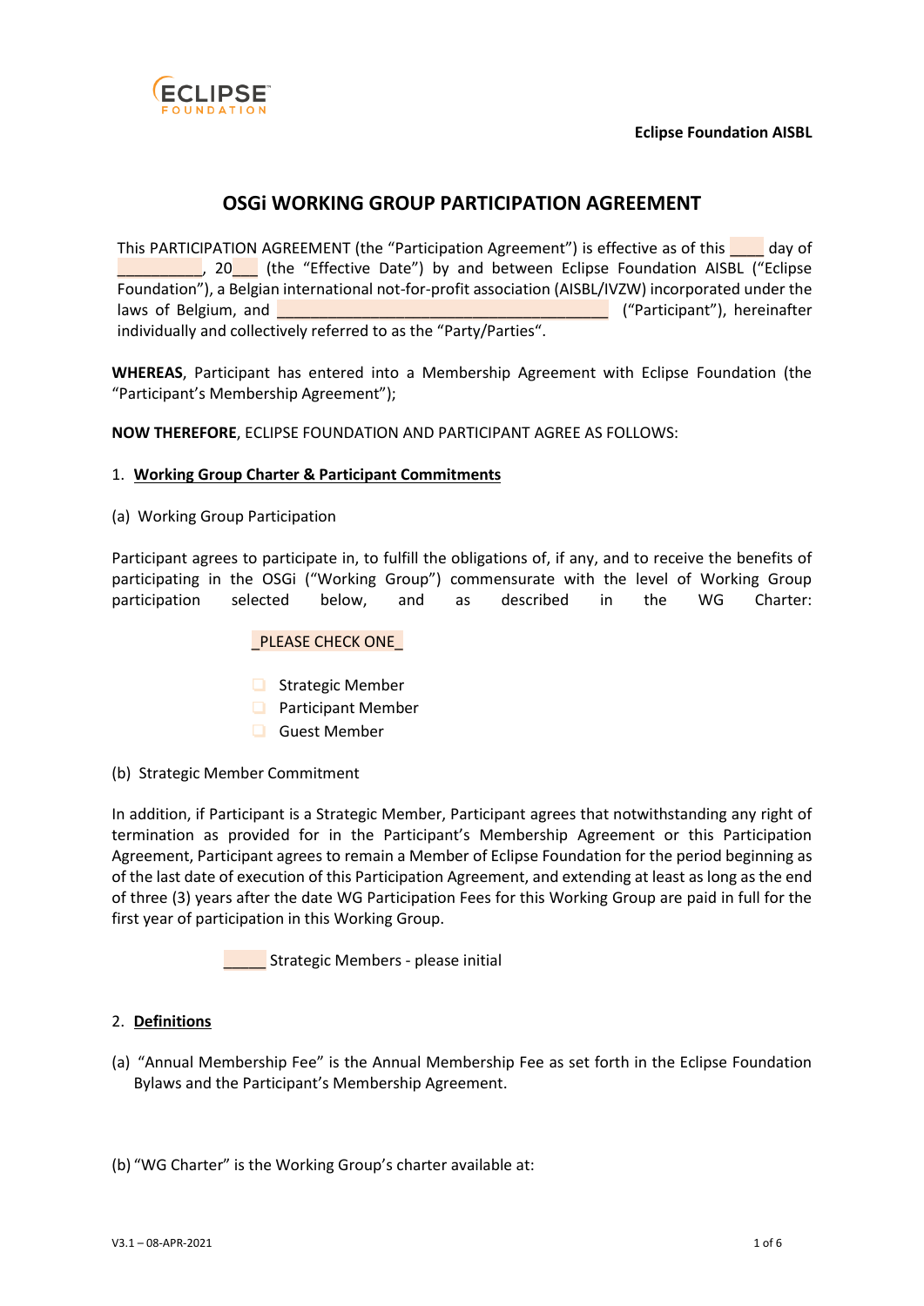ECLIPSE FOUNDATION

**Eclipse Foundation AISBL**

# OSGi WORKING GROUP PARTICIPATION AGREEMENT

This PARTICIPATION AGREEMENT (the "Participation Agreement") is effective as of this ____ day of __________, 20___ (the "Effective Date") by and between Eclipse Foundation AISBL ("Eclipse Foundation"), a Belgian international not-for-profit association (AISBL/IVZW) incorporated under the laws of Belgium, and ________________________________________ ("Participant"), hereinafter individually and collectively referred to as the "Party/Parties".

**WHEREAS**, Participant has entered into a Membership Agreement with Eclipse Foundation (the "Participant's Membership Agreement");

**NOW THEREFORE**, ECLIPSE FOUNDATION AND PARTICIPANT AGREE AS FOLLOWS:

1. **Working Group Charter & Participant Commitments**

(a) Working Group Participation

Participant agrees to participate in, to fulfill the obligations of, if any, and to receive the benefits of participating in the OSGi ("Working Group") commensurate with the level of Working Group participation selected below, and as described in the WG Charter:

_PLEASE CHECK ONE_

- ☐ Strategic Member
- ☐ Participant Member
- ☐ Guest Member

(b) Strategic Member Commitment

In addition, if Participant is a Strategic Member, Participant agrees that notwithstanding any right of termination as provided for in the Participant's Membership Agreement or this Participation Agreement, Participant agrees to remain a Member of Eclipse Foundation for the period beginning as of the last date of execution of this Participation Agreement, and extending at least as long as the end of three (3) years after the date WG Participation Fees for this Working Group are paid in full for the first year of participation in this Working Group.

_____ Strategic Members - please initial

2. **Definitions**

(a) "Annual Membership Fee" is the Annual Membership Fee as set forth in the Eclipse Foundation Bylaws and the Participant's Membership Agreement.

(b) "WG Charter" is the Working Group's charter available at: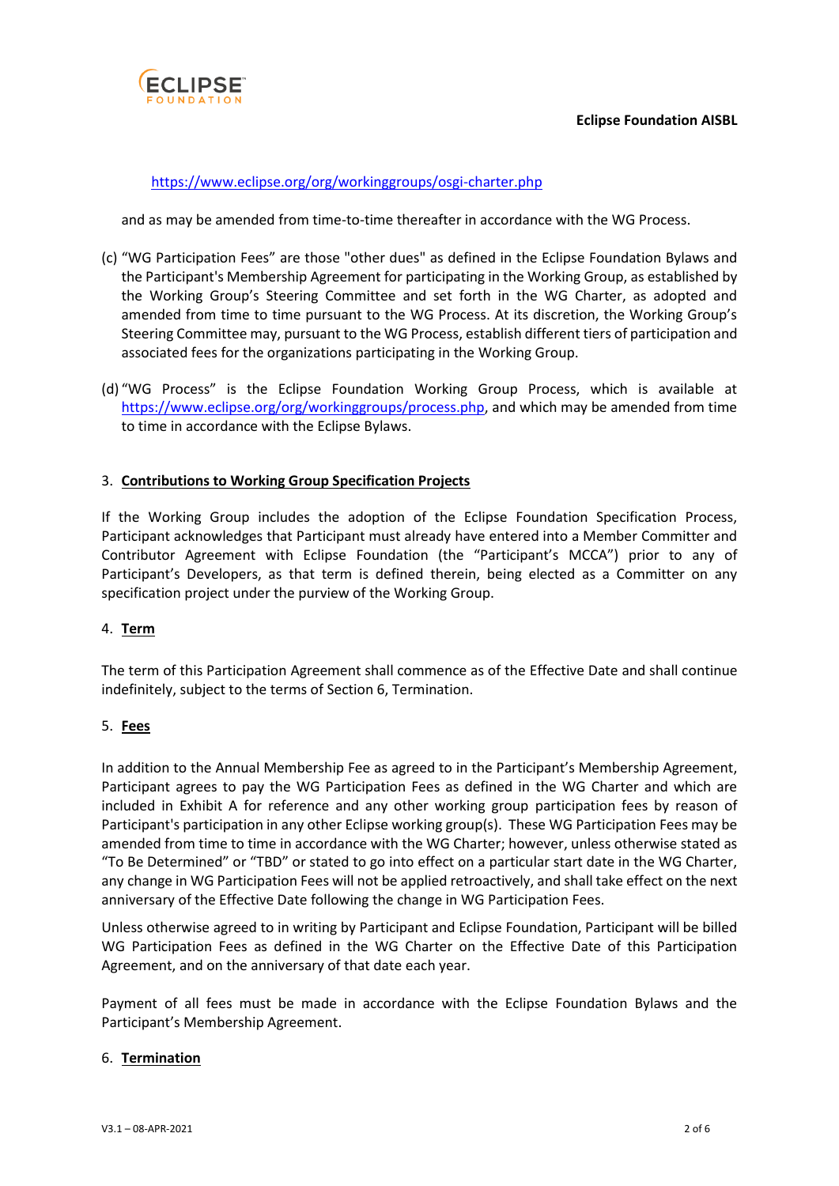https://www.eclipse.org/org/workinggroups/osgi-charter.php

and as may be amended from time-to-time thereafter in accordance with the WG Process.

(c) "WG Participation Fees" are those "other dues" as defined in the Eclipse Foundation Bylaws and the Participant's Membership Agreement for participating in the Working Group, as established by the Working Group's Steering Committee and set forth in the WG Charter, as adopted and amended from time to time pursuant to the WG Process. At its discretion, the Working Group's Steering Committee may, pursuant to the WG Process, establish different tiers of participation and associated fees for the organizations participating in the Working Group.

(d) "WG Process" is the Eclipse Foundation Working Group Process, which is available at https://www.eclipse.org/org/workinggroups/process.php, and which may be amended from time to time in accordance with the Eclipse Bylaws.

3. **Contributions to Working Group Specification Projects**

If the Working Group includes the adoption of the Eclipse Foundation Specification Process, Participant acknowledges that Participant must already have entered into a Member Committer and Contributor Agreement with Eclipse Foundation (the "Participant's MCCA") prior to any of Participant's Developers, as that term is defined therein, being elected as a Committer on any specification project under the purview of the Working Group.

4. **Term**

The term of this Participation Agreement shall commence as of the Effective Date and shall continue indefinitely, subject to the terms of Section 6, Termination.

5. **Fees**

In addition to the Annual Membership Fee as agreed to in the Participant's Membership Agreement, Participant agrees to pay the WG Participation Fees as defined in the WG Charter and which are included in Exhibit A for reference and any other working group participation fees by reason of Participant's participation in any other Eclipse working group(s). These WG Participation Fees may be amended from time to time in accordance with the WG Charter; however, unless otherwise stated as "To Be Determined" or "TBD" or stated to go into effect on a particular start date in the WG Charter, any change in WG Participation Fees will not be applied retroactively, and shall take effect on the next anniversary of the Effective Date following the change in WG Participation Fees.

Unless otherwise agreed to in writing by Participant and Eclipse Foundation, Participant will be billed WG Participation Fees as defined in the WG Charter on the Effective Date of this Participation Agreement, and on the anniversary of that date each year.

Payment of all fees must be made in accordance with the Eclipse Foundation Bylaws and the Participant's Membership Agreement.

6. **Termination**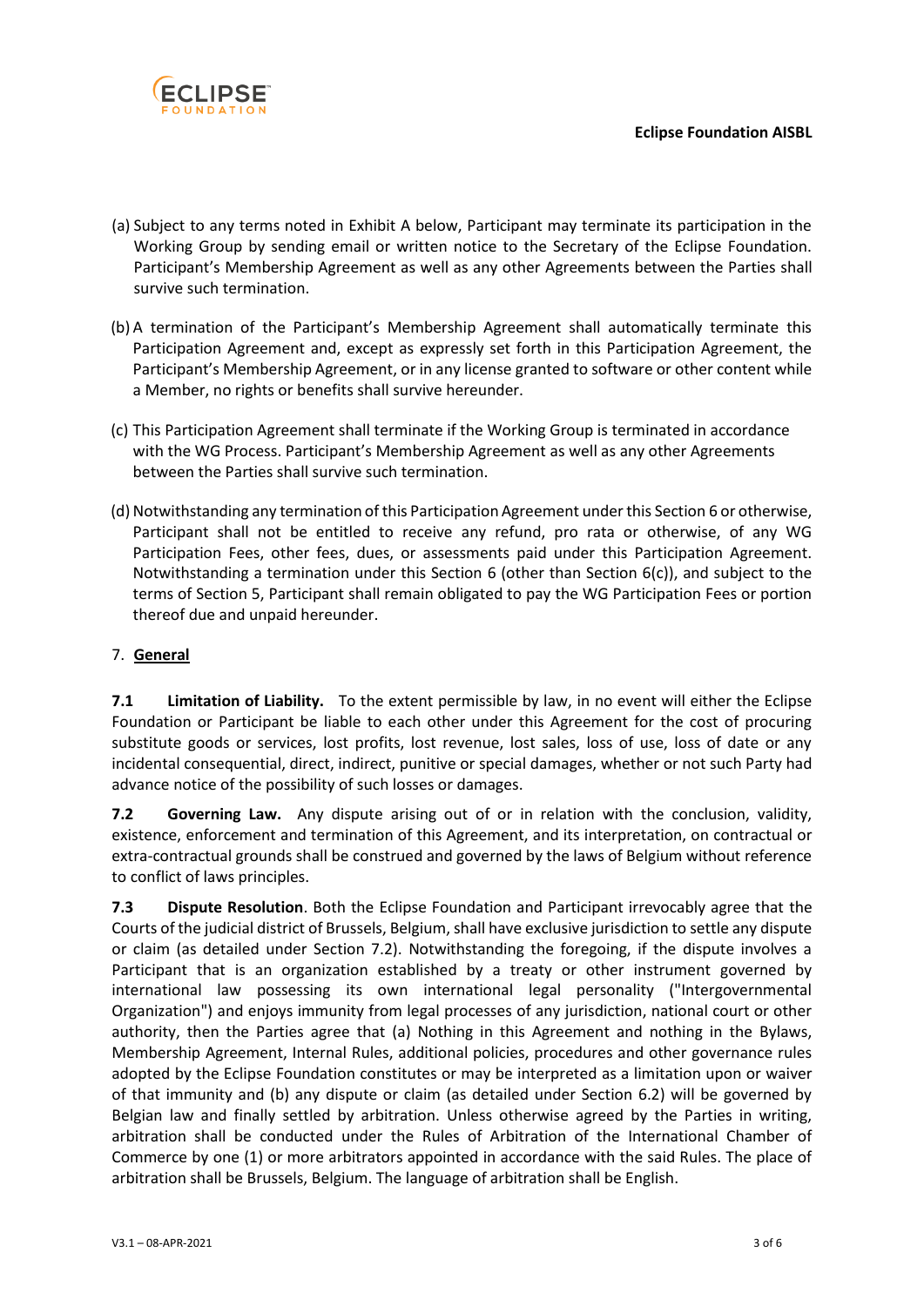(a) Subject to any terms noted in Exhibit A below, Participant may terminate its participation in the Working Group by sending email or written notice to the Secretary of the Eclipse Foundation. Participant's Membership Agreement as well as any other Agreements between the Parties shall survive such termination.

(b) A termination of the Participant's Membership Agreement shall automatically terminate this Participation Agreement and, except as expressly set forth in this Participation Agreement, the Participant's Membership Agreement, or in any license granted to software or other content while a Member, no rights or benefits shall survive hereunder.

(c) This Participation Agreement shall terminate if the Working Group is terminated in accordance with the WG Process. Participant's Membership Agreement as well as any other Agreements between the Parties shall survive such termination.

(d) Notwithstanding any termination of this Participation Agreement under this Section 6 or otherwise, Participant shall not be entitled to receive any refund, pro rata or otherwise, of any WG Participation Fees, other fees, dues, or assessments paid under this Participation Agreement. Notwithstanding a termination under this Section 6 (other than Section 6(c)), and subject to the terms of Section 5, Participant shall remain obligated to pay the WG Participation Fees or portion thereof due and unpaid hereunder.

7. **General**

**7.1 Limitation of Liability.** To the extent permissible by law, in no event will either the Eclipse Foundation or Participant be liable to each other under this Agreement for the cost of procuring substitute goods or services, lost profits, lost revenue, lost sales, loss of use, loss of date or any incidental consequential, direct, indirect, punitive or special damages, whether or not such Party had advance notice of the possibility of such losses or damages.

**7.2 Governing Law.** Any dispute arising out of or in relation with the conclusion, validity, existence, enforcement and termination of this Agreement, and its interpretation, on contractual or extra-contractual grounds shall be construed and governed by the laws of Belgium without reference to conflict of laws principles.

**7.3 Dispute Resolution**. Both the Eclipse Foundation and Participant irrevocably agree that the Courts of the judicial district of Brussels, Belgium, shall have exclusive jurisdiction to settle any dispute or claim (as detailed under Section 7.2). Notwithstanding the foregoing, if the dispute involves a Participant that is an organization established by a treaty or other instrument governed by international law possessing its own international legal personality ("Intergovernmental Organization") and enjoys immunity from legal processes of any jurisdiction, national court or other authority, then the Parties agree that (a) Nothing in this Agreement and nothing in the Bylaws, Membership Agreement, Internal Rules, additional policies, procedures and other governance rules adopted by the Eclipse Foundation constitutes or may be interpreted as a limitation upon or waiver of that immunity and (b) any dispute or claim (as detailed under Section 6.2) will be governed by Belgian law and finally settled by arbitration. Unless otherwise agreed by the Parties in writing, arbitration shall be conducted under the Rules of Arbitration of the International Chamber of Commerce by one (1) or more arbitrators appointed in accordance with the said Rules. The place of arbitration shall be Brussels, Belgium. The language of arbitration shall be English.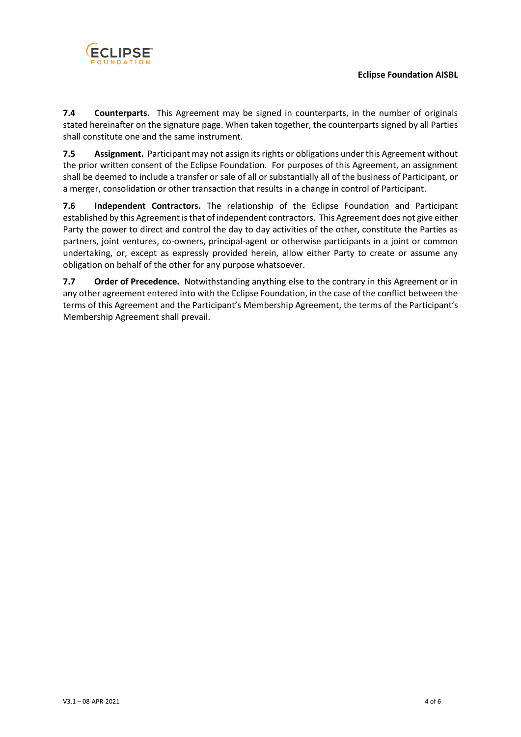**7.4 Counterparts.** This Agreement may be signed in counterparts, in the number of originals stated hereinafter on the signature page. When taken together, the counterparts signed by all Parties shall constitute one and the same instrument.

**7.5 Assignment.** Participant may not assign its rights or obligations under this Agreement without the prior written consent of the Eclipse Foundation. For purposes of this Agreement, an assignment shall be deemed to include a transfer or sale of all or substantially all of the business of Participant, or a merger, consolidation or other transaction that results in a change in control of Participant.

**7.6 Independent Contractors.** The relationship of the Eclipse Foundation and Participant established by this Agreement is that of independent contractors. This Agreement does not give either Party the power to direct and control the day to day activities of the other, constitute the Parties as partners, joint ventures, co-owners, principal-agent or otherwise participants in a joint or common undertaking, or, except as expressly provided herein, allow either Party to create or assume any obligation on behalf of the other for any purpose whatsoever.

**7.7 Order of Precedence.** Notwithstanding anything else to the contrary in this Agreement or in any other agreement entered into with the Eclipse Foundation, in the case of the conflict between the terms of this Agreement and the Participant's Membership Agreement, the terms of the Participant's Membership Agreement shall prevail.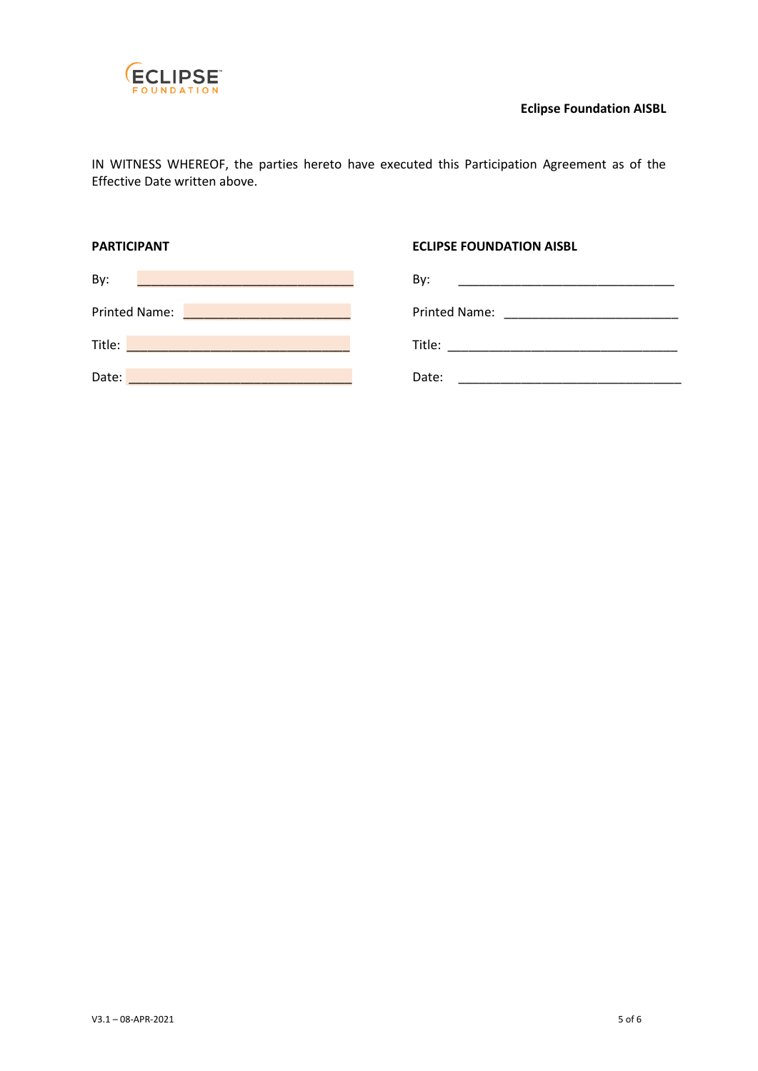IN WITNESS WHEREOF, the parties hereto have executed this Participation Agreement as of the Effective Date written above.

| **PARTICIPANT** | **ECLIPSE FOUNDATION AISBL** |
|---|---|
| By: ______________________________ | By: ______________________________ |
| Printed Name: ______________________ | Printed Name: ______________________ |
| Title: ______________________________ | Title: ______________________________ |
| Date: ______________________________ | Date: ______________________________ |

V3.1 – 08-APR-2021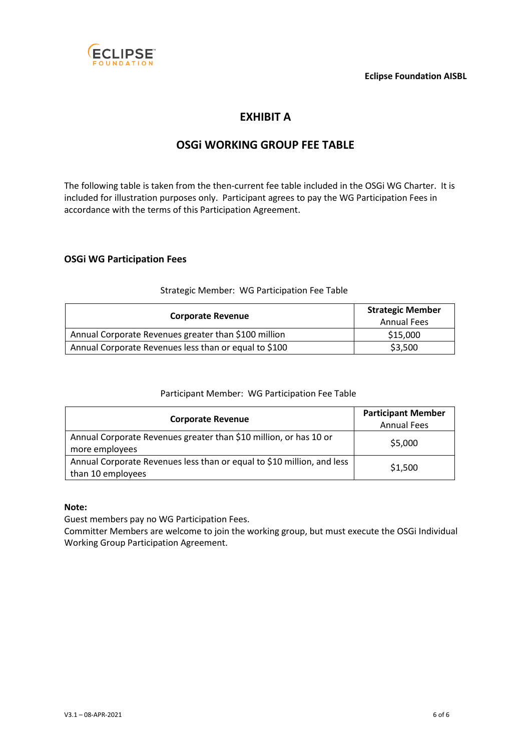Eclipse Foundation AISBL

# EXHIBIT A

## OSGi WORKING GROUP FEE TABLE

The following table is taken from the then-current fee table included in the OSGi WG Charter. It is included for illustration purposes only. Participant agrees to pay the WG Participation Fees in accordance with the terms of this Participation Agreement.

### OSGi WG Participation Fees

Strategic Member: WG Participation Fee Table

| Corporate Revenue | **Strategic Member** Annual Fees |
|---|---|
| Annual Corporate Revenues greater than $100 million | $15,000 |
| Annual Corporate Revenues less than or equal to $100 | $3,500 |

Participant Member: WG Participation Fee Table

| Corporate Revenue | **Participant Member** Annual Fees |
|---|---|
| Annual Corporate Revenues greater than $10 million, or has 10 or more employees | $5,000 |
| Annual Corporate Revenues less than or equal to $10 million, and less than 10 employees | $1,500 |

**Note:**
Guest members pay no WG Participation Fees.
Committer Members are welcome to join the working group, but must execute the OSGi Individual Working Group Participation Agreement.

V3.1 – 08-APR-2021